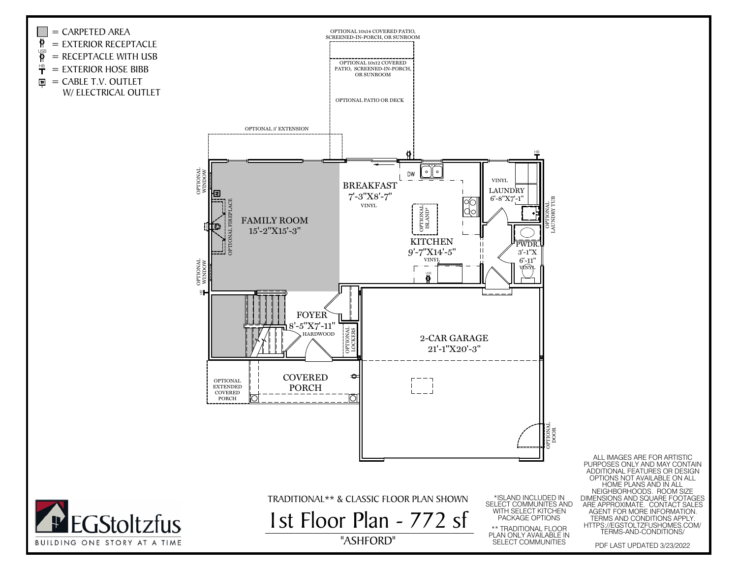- ▢ = CARPETED AREA
- = EXTERIOR RECEPTACLE
- = RECEPTACLE WITH USB
- = EXTERIOR HOSE BIBB
- = CABLE T.V. OUTLET W/ ELECTRICAL OUTLET

OPTIONAL 10x14 COVERED PATIO, SCREENED-IN-PORCH, OR SUNROOM

OPTIONAL 10x12 COVERED PATIO, SCREENED-IN-PORCH, OR SUNROOM

OPTIONAL PATIO OR DECK

OPTIONAL 3' EXTENSION

OPTIONAL WINDOW

OPTIONAL FIREPLACE

FAMILY ROOM 15'-2"X15'-3"

OPTIONAL WINDOW

BREAKFAST 7'-3"X8'-7" VINYL

DW

OPTIONAL ISLAND*

KITCHEN 9'-7"X14'-5" VINYL

USB

VINYL LAUNDRY 6'-8"X7'-1"

HB

OPTIONAL LAUNDRY TUB

PWDR. 3'-1"X 6'-11" VINYL

FOYER 8'-5"X7'-11" HARDWOOD

OPTIONAL LOCKERS

2-CAR GARAGE 21'-1"X20'-3"

OPTIONAL EXTENDED COVERED PORCH

COVERED PORCH

OPTIONAL DOOR

TRADITIONAL** & CLASSIC FLOOR PLAN SHOWN

# 1st Floor Plan - 772 sf

"ASHFORD"

*ISLAND INCLUDED IN SELECT COMMUNITES AND WITH SELECT KITCHEN PACKAGE OPTIONS

** TRADITIONAL FLOOR PLAN ONLY AVAILABLE IN SELECT COMMUNITIES

ALL IMAGES ARE FOR ARTISTIC PURPOSES ONLY AND MAY CONTAIN ADDITIONAL FEATURES OR DESIGN OPTIONS NOT AVAILABLE ON ALL HOME PLANS AND IN ALL NEIGHBORHOODS. ROOM SIZE DIMENSIONS AND SQUARE FOOTAGES ARE APPROXIMATE. CONTACT SALES AGENT FOR MORE INFORMATION. TERMS AND CONDITIONS APPLY. HTTPS://EGSTOLTZFUSHOMES.COM/TERMS-AND-CONDITIONS/

PDF LAST UPDATED 3/23/2022

EGStoltzfus

BUILDING ONE STORY AT A TIME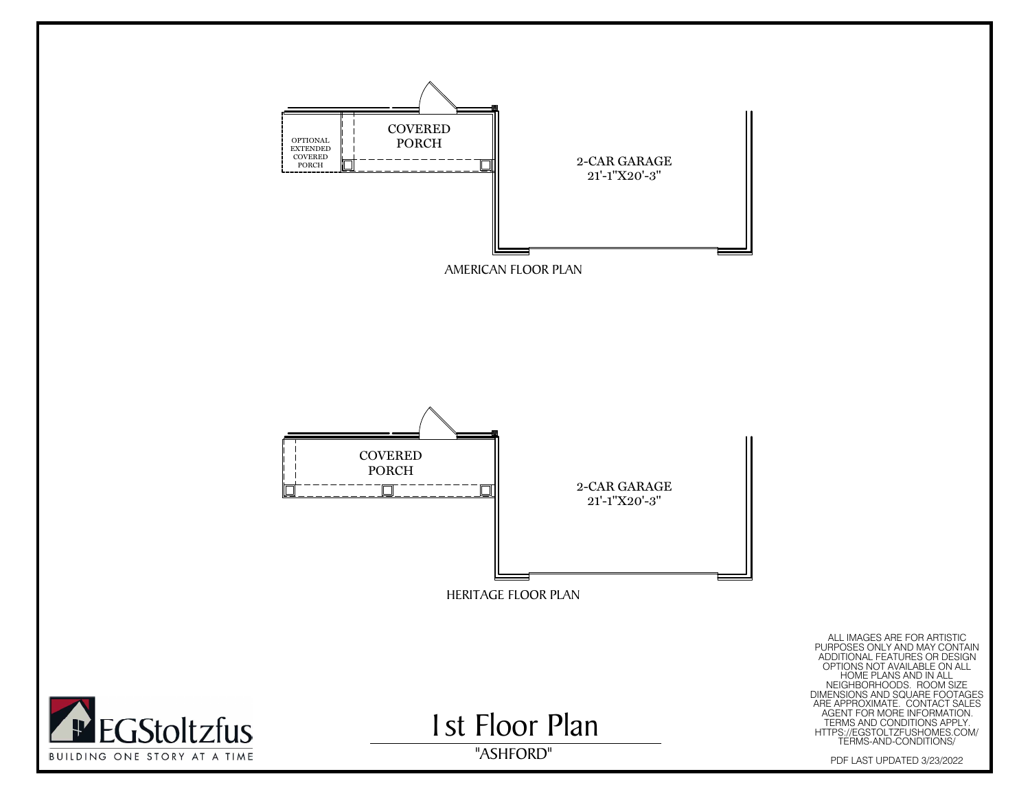OPTIONAL EXTENDED COVERED PORCH

COVERED PORCH

2-CAR GARAGE
21'-1"X20'-3"

AMERICAN FLOOR PLAN

COVERED PORCH

2-CAR GARAGE
21'-1"X20'-3"

HERITAGE FLOOR PLAN

EGStoltzfus

BUILDING ONE STORY AT A TIME

# 1st Floor Plan

"ASHFORD"

ALL IMAGES ARE FOR ARTISTIC PURPOSES ONLY AND MAY CONTAIN ADDITIONAL FEATURES OR DESIGN OPTIONS NOT AVAILABLE ON ALL HOME PLANS AND IN ALL NEIGHBORHOODS. ROOM SIZE DIMENSIONS AND SQUARE FOOTAGES ARE APPROXIMATE. CONTACT SALES AGENT FOR MORE INFORMATION. TERMS AND CONDITIONS APPLY. HTTPS://EGSTOLTZFUSHOMES.COM/TERMS-AND-CONDITIONS/

PDF LAST UPDATED 3/23/2022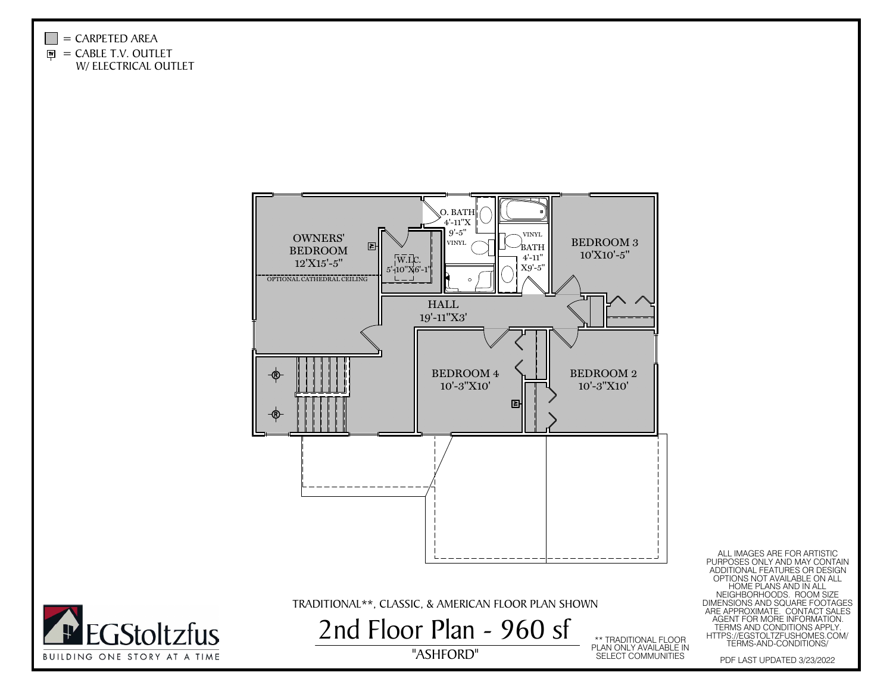= CARPETED AREA

= CABLE T.V. OUTLET W/ ELECTRICAL OUTLET

OWNERS' BEDROOM 12'X15'-5"

OPTIONAL CATHEDRAL CEILING

W.I.C. 5'-10"X6'-1"

O. BATH 4'-11"X 9'-5"

VINYL

VINYL

BATH 4'-11" X9'-5"

BEDROOM 3 10'X10'-5"

HALL 19'-11"X3'

BEDROOM 4 10'-3"X10'

BEDROOM 2 10'-3"X10'

TRADITIONAL**, CLASSIC, & AMERICAN FLOOR PLAN SHOWN

# 2nd Floor Plan - 960 sf

"ASHFORD"

** TRADITIONAL FLOOR PLAN ONLY AVAILABLE IN SELECT COMMUNITIES

ALL IMAGES ARE FOR ARTISTIC PURPOSES ONLY AND MAY CONTAIN ADDITIONAL FEATURES OR DESIGN OPTIONS NOT AVAILABLE ON ALL HOME PLANS AND IN ALL NEIGHBORHOODS. ROOM SIZE DIMENSIONS AND SQUARE FOOTAGES ARE APPROXIMATE. CONTACT SALES AGENT FOR MORE INFORMATION. TERMS AND CONDITIONS APPLY. HTTPS://EGSTOLTZFUSHOMES.COM/TERMS-AND-CONDITIONS/

PDF LAST UPDATED 3/23/2022

EGStoltzfus

BUILDING ONE STORY AT A TIME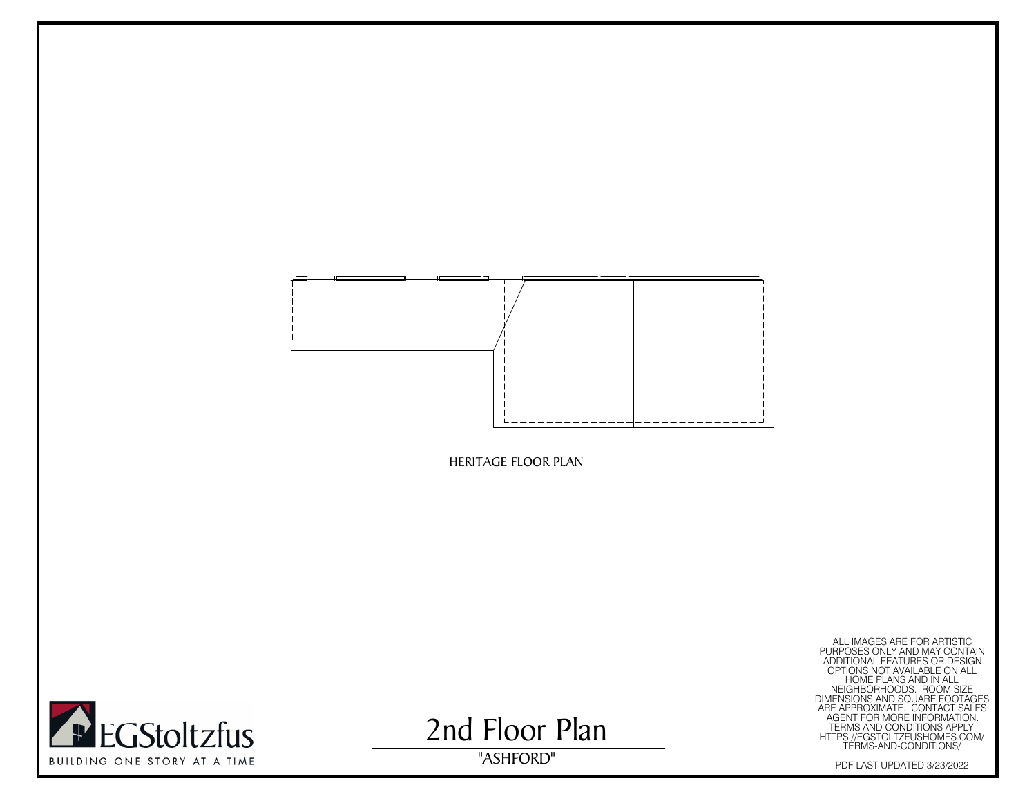HERITAGE FLOOR PLAN

ALL IMAGES ARE FOR ARTISTIC PURPOSES ONLY AND MAY CONTAIN ADDITIONAL FEATURES OR DESIGN OPTIONS NOT AVAILABLE ON ALL HOME PLANS AND IN ALL NEIGHBORHOODS. ROOM SIZE DIMENSIONS AND SQUARE FOOTAGES ARE APPROXIMATE. CONTACT SALES AGENT FOR MORE INFORMATION. TERMS AND CONDITIONS APPLY. HTTPS://EGSTOLTZFUSHOMES.COM/TERMS-AND-CONDITIONS/

EGStoltzfus

BUILDING ONE STORY AT A TIME

# 2nd Floor Plan

"ASHFORD"

PDF LAST UPDATED 3/23/2022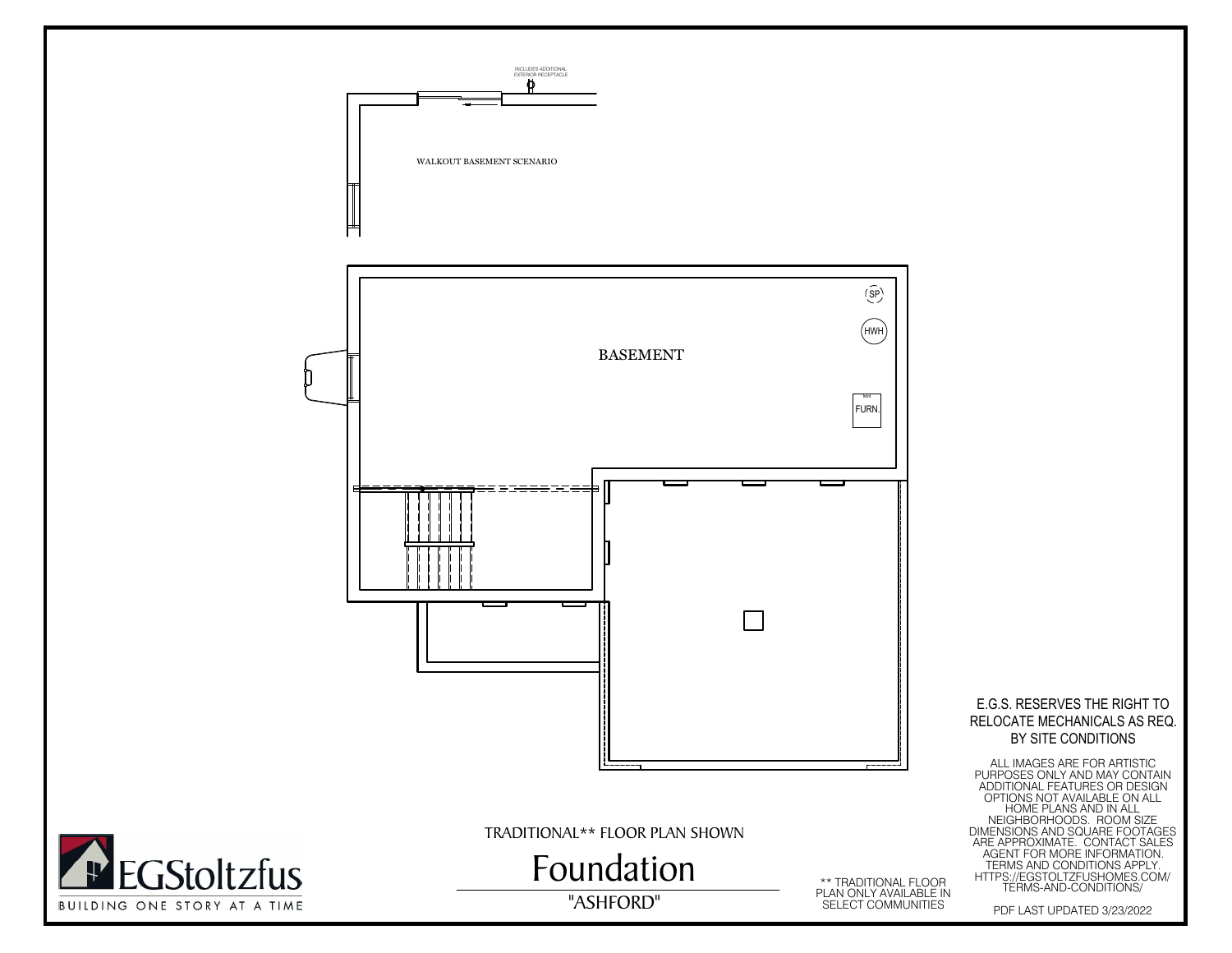INCLUDES ADDITIONAL EXTERIOR RECEPTACLE

WALKOUT BASEMENT SCENARIO

SP

HWH

BASEMENT

front

FURN.

E.G.S. RESERVES THE RIGHT TO RELOCATE MECHANICALS AS REQ. BY SITE CONDITIONS

ALL IMAGES ARE FOR ARTISTIC PURPOSES ONLY AND MAY CONTAIN ADDITIONAL FEATURES OR DESIGN OPTIONS NOT AVAILABLE ON ALL HOME PLANS AND IN ALL NEIGHBORHOODS. ROOM SIZE DIMENSIONS AND SQUARE FOOTAGES ARE APPROXIMATE. CONTACT SALES AGENT FOR MORE INFORMATION. TERMS AND CONDITIONS APPLY. HTTPS://EGSTOLTZFUSHOMES.COM/TERMS-AND-CONDITIONS/

TRADITIONAL** FLOOR PLAN SHOWN

# Foundation

"ASHFORD"

** TRADITIONAL FLOOR PLAN ONLY AVAILABLE IN SELECT COMMUNITIES

EGStoltzfus

BUILDING ONE STORY AT A TIME

PDF LAST UPDATED 3/23/2022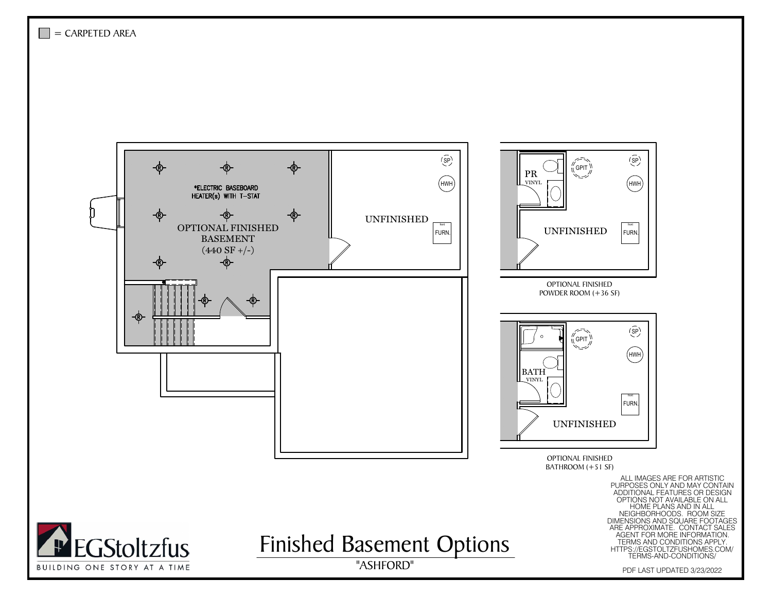= CARPETED AREA

*ELECTRIC BASEBOARD HEATER(s) WITH T-STAT

OPTIONAL FINISHED BASEMENT (440 SF +/-)

UNFINISHED

SP

HWH

FURN.

PR VINYL

GPIT

UNFINISHED

OPTIONAL FINISHED POWDER ROOM (+36 SF)

BATH VINYL

UNFINISHED

OPTIONAL FINISHED BATHROOM (+51 SF)

ALL IMAGES ARE FOR ARTISTIC PURPOSES ONLY AND MAY CONTAIN ADDITIONAL FEATURES OR DESIGN OPTIONS NOT AVAILABLE ON ALL HOME PLANS AND IN ALL NEIGHBORHOODS. ROOM SIZE DIMENSIONS AND SQUARE FOOTAGES ARE APPROXIMATE. CONTACT SALES AGENT FOR MORE INFORMATION. TERMS AND CONDITIONS APPLY. HTTPS://EGSTOLTZFUSHOMES.COM/TERMS-AND-CONDITIONS/

EGStoltzfus

BUILDING ONE STORY AT A TIME

# Finished Basement Options

"ASHFORD"

PDF LAST UPDATED 3/23/2022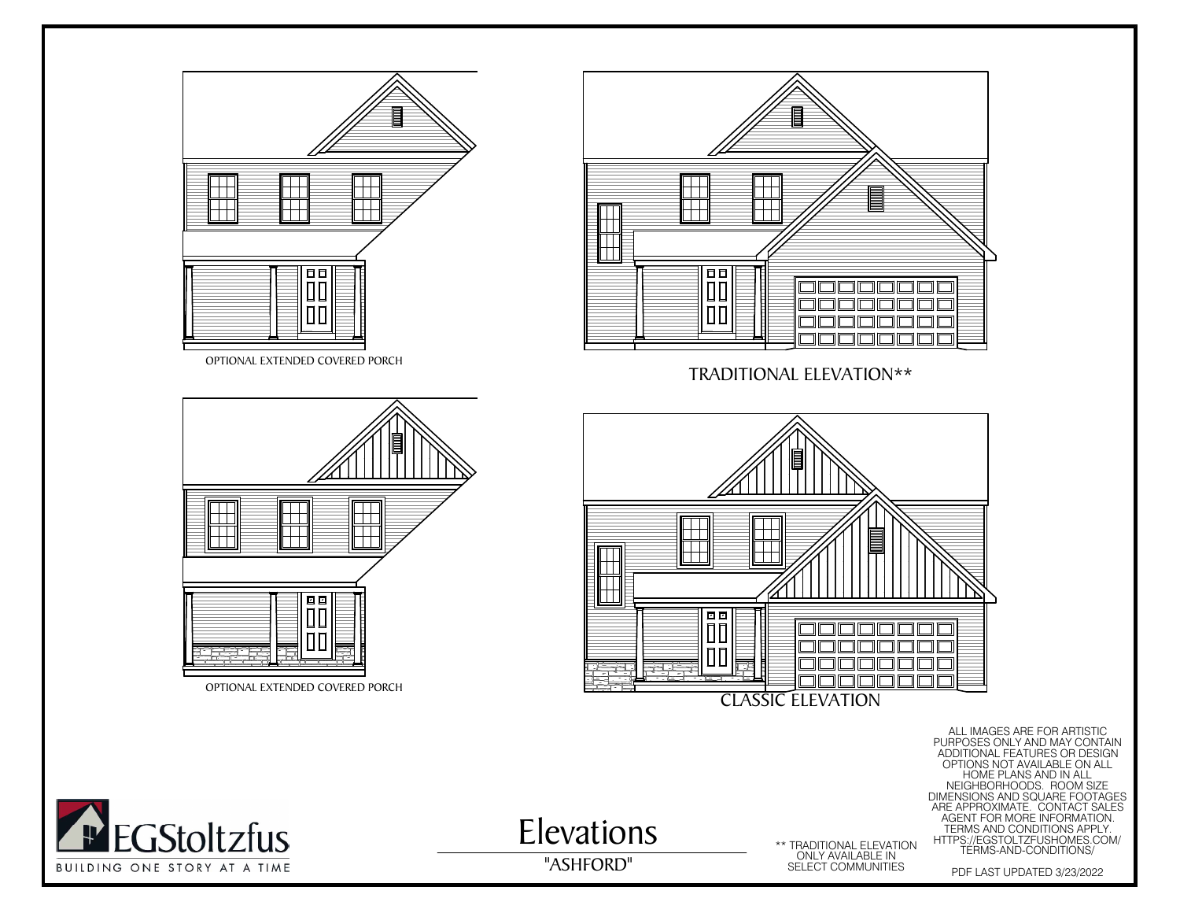OPTIONAL EXTENDED COVERED PORCH

TRADITIONAL ELEVATION**

OPTIONAL EXTENDED COVERED PORCH

CLASSIC ELEVATION

ALL IMAGES ARE FOR ARTISTIC PURPOSES ONLY AND MAY CONTAIN ADDITIONAL FEATURES OR DESIGN OPTIONS NOT AVAILABLE ON ALL HOME PLANS AND IN ALL NEIGHBORHOODS. ROOM SIZE DIMENSIONS AND SQUARE FOOTAGES ARE APPROXIMATE. CONTACT SALES AGENT FOR MORE INFORMATION. TERMS AND CONDITIONS APPLY. HTTPS://EGSTOLTZFUSHOMES.COM/TERMS-AND-CONDITIONS/

EGStoltzfus

BUILDING ONE STORY AT A TIME

# Elevations

"ASHFORD"

** TRADITIONAL ELEVATION ONLY AVAILABLE IN SELECT COMMUNITIES

PDF LAST UPDATED 3/23/2022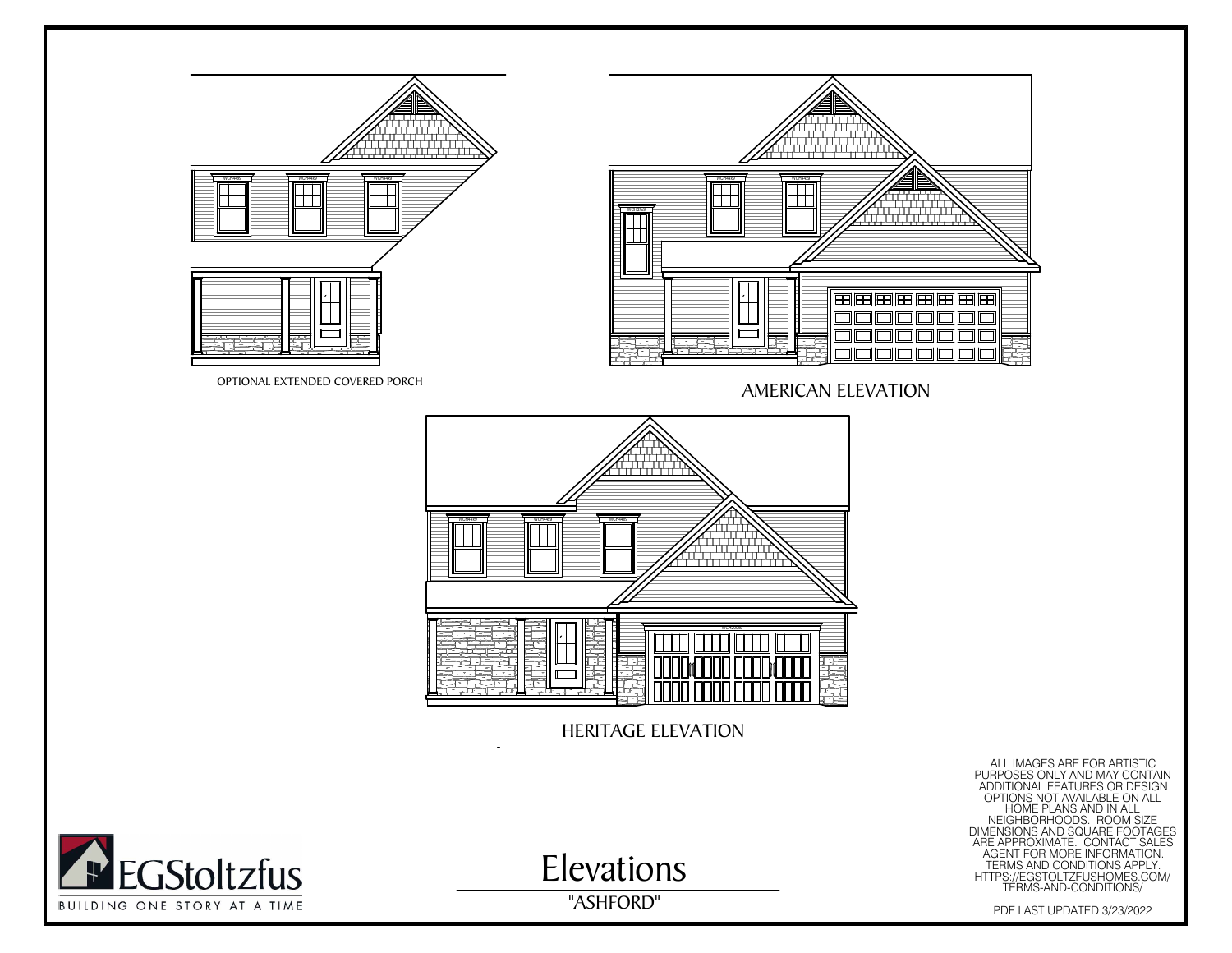OPTIONAL EXTENDED COVERED PORCH

AMERICAN ELEVATION

HERITAGE ELEVATION

ALL IMAGES ARE FOR ARTISTIC PURPOSES ONLY AND MAY CONTAIN ADDITIONAL FEATURES OR DESIGN OPTIONS NOT AVAILABLE ON ALL HOME PLANS AND IN ALL NEIGHBORHOODS. ROOM SIZE DIMENSIONS AND SQUARE FOOTAGES ARE APPROXIMATE. CONTACT SALES AGENT FOR MORE INFORMATION. TERMS AND CONDITIONS APPLY. HTTPS://EGSTOLTZFUSHOMES.COM/TERMS-AND-CONDITIONS/

EGStoltzfus

BUILDING ONE STORY AT A TIME

# Elevations

"ASHFORD"

PDF LAST UPDATED 3/23/2022